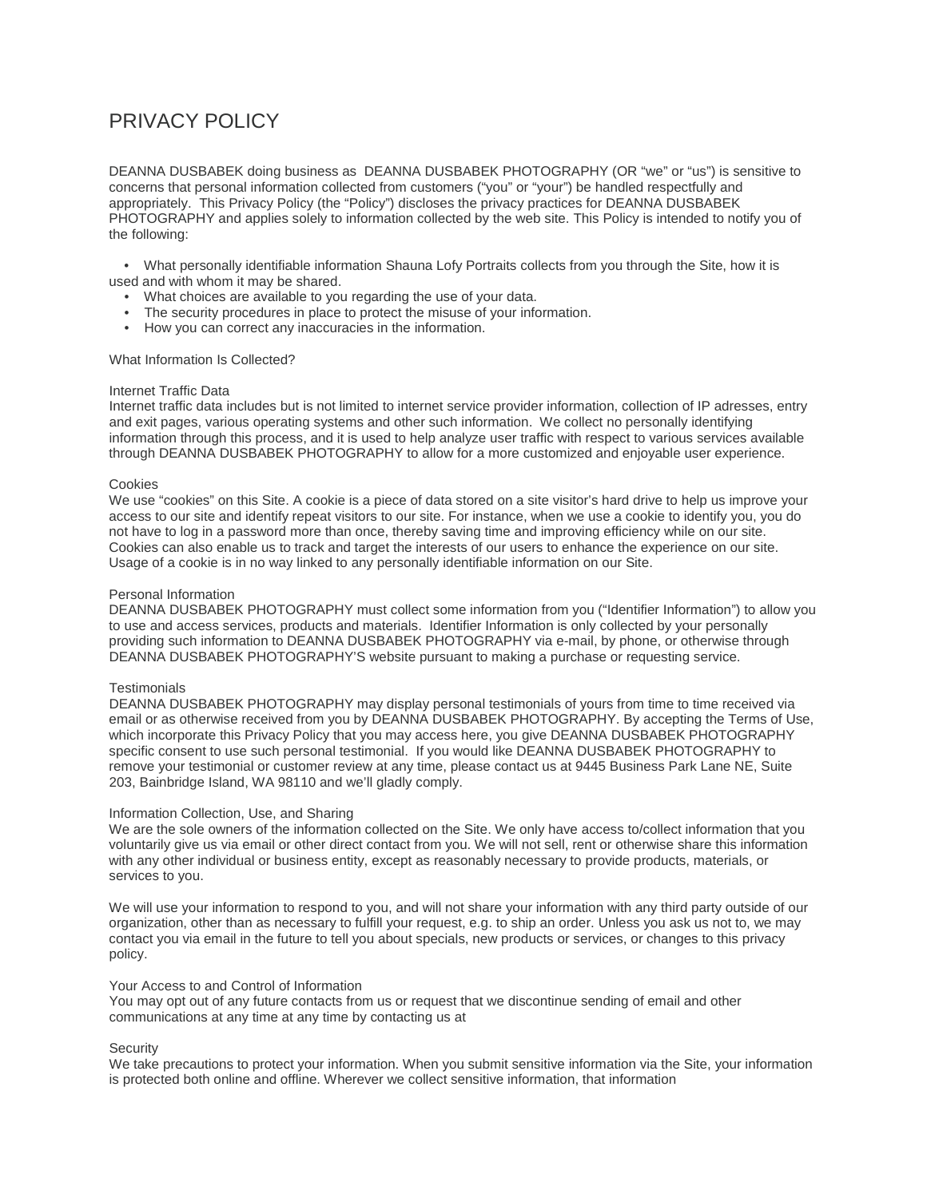# PRIVACY POLICY

DEANNA DUSBABEK doing business as  DEANNA DUSBABEK PHOTOGRAPHY (OR "we" or "us") is sensitive to concerns that personal information collected from customers ("you" or "your") be handled respectfully and appropriately.  This Privacy Policy (the "Policy") discloses the privacy practices for DEANNA DUSBABEK PHOTOGRAPHY and applies solely to information collected by the web site. This Policy is intended to notify you of the following:

- What personally identifiable information Shauna Lofy Portraits collects from you through the Site, how it is used and with whom it may be shared.
- What choices are available to you regarding the use of your data.
- The security procedures in place to protect the misuse of your information.
- How you can correct any inaccuracies in the information.

What Information Is Collected?

Internet Traffic Data
Internet traffic data includes but is not limited to internet service provider information, collection of IP adresses, entry and exit pages, various operating systems and other such information.  We collect no personally identifying information through this process, and it is used to help analyze user traffic with respect to various services available through DEANNA DUSBABEK PHOTOGRAPHY to allow for a more customized and enjoyable user experience.

Cookies
We use "cookies" on this Site. A cookie is a piece of data stored on a site visitor's hard drive to help us improve your access to our site and identify repeat visitors to our site. For instance, when we use a cookie to identify you, you do not have to log in a password more than once, thereby saving time and improving efficiency while on our site. Cookies can also enable us to track and target the interests of our users to enhance the experience on our site. Usage of a cookie is in no way linked to any personally identifiable information on our Site.

Personal Information
DEANNA DUSBABEK PHOTOGRAPHY must collect some information from you ("Identifier Information") to allow you to use and access services, products and materials.  Identifier Information is only collected by your personally providing such information to DEANNA DUSBABEK PHOTOGRAPHY via e-mail, by phone, or otherwise through DEANNA DUSBABEK PHOTOGRAPHY'S website pursuant to making a purchase or requesting service.

Testimonials
DEANNA DUSBABEK PHOTOGRAPHY may display personal testimonials of yours from time to time received via email or as otherwise received from you by DEANNA DUSBABEK PHOTOGRAPHY. By accepting the Terms of Use, which incorporate this Privacy Policy that you may access here, you give DEANNA DUSBABEK PHOTOGRAPHY specific consent to use such personal testimonial.  If you would like DEANNA DUSBABEK PHOTOGRAPHY to remove your testimonial or customer review at any time, please contact us at 9445 Business Park Lane NE, Suite 203, Bainbridge Island, WA 98110 and we'll gladly comply.

Information Collection, Use, and Sharing
We are the sole owners of the information collected on the Site. We only have access to/collect information that you voluntarily give us via email or other direct contact from you. We will not sell, rent or otherwise share this information with any other individual or business entity, except as reasonably necessary to provide products, materials, or services to you.

We will use your information to respond to you, and will not share your information with any third party outside of our organization, other than as necessary to fulfill your request, e.g. to ship an order. Unless you ask us not to, we may contact you via email in the future to tell you about specials, new products or services, or changes to this privacy policy.

Your Access to and Control of Information
You may opt out of any future contacts from us or request that we discontinue sending of email and other communications at any time at any time by contacting us at

Security
We take precautions to protect your information. When you submit sensitive information via the Site, your information is protected both online and offline. Wherever we collect sensitive information, that information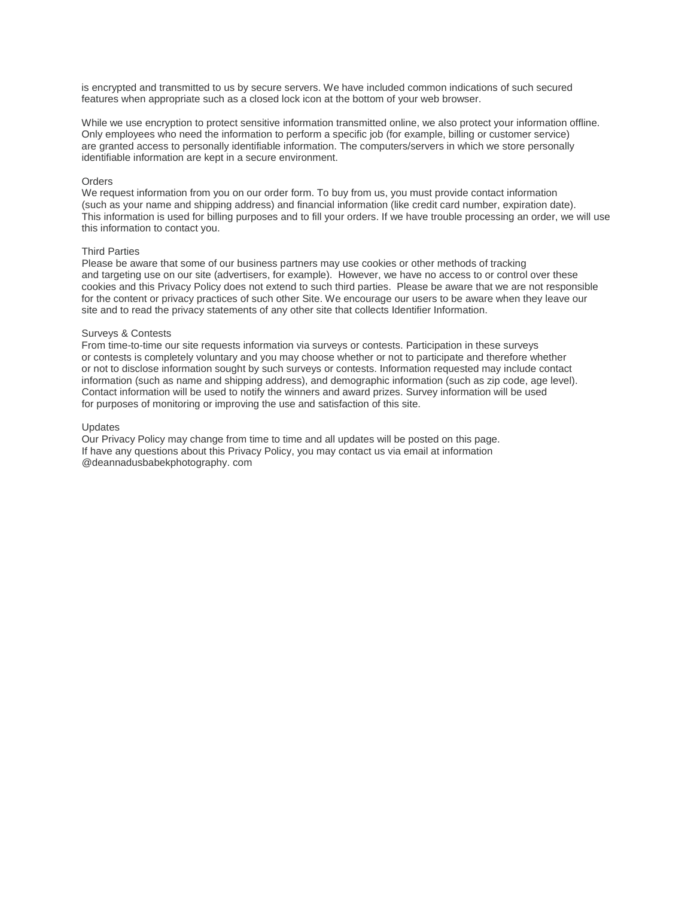is encrypted and transmitted to us by secure servers. We have included common indications of such secured features when appropriate such as a closed lock icon at the bottom of your web browser.

While we use encryption to protect sensitive information transmitted online, we also protect your information offline. Only employees who need the information to perform a specific job (for example, billing or customer service) are granted access to personally identifiable information. The computers/servers in which we store personally identifiable information are kept in a secure environment.

Orders

We request information from you on our order form. To buy from us, you must provide contact information (such as your name and shipping address) and financial information (like credit card number, expiration date). This information is used for billing purposes and to fill your orders. If we have trouble processing an order, we will use this information to contact you.

Third Parties

Please be aware that some of our business partners may use cookies or other methods of tracking and targeting use on our site (advertisers, for example). However, we have no access to or control over these cookies and this Privacy Policy does not extend to such third parties. Please be aware that we are not responsible for the content or privacy practices of such other Site. We encourage our users to be aware when they leave our site and to read the privacy statements of any other site that collects Identifier Information.

Surveys & Contests

From time-to-time our site requests information via surveys or contests. Participation in these surveys or contests is completely voluntary and you may choose whether or not to participate and therefore whether or not to disclose information sought by such surveys or contests. Information requested may include contact information (such as name and shipping address), and demographic information (such as zip code, age level). Contact information will be used to notify the winners and award prizes. Survey information will be used for purposes of monitoring or improving the use and satisfaction of this site.

Updates

Our Privacy Policy may change from time to time and all updates will be posted on this page. If have any questions about this Privacy Policy, you may contact us via email at information @deannadusbabekphotography. com